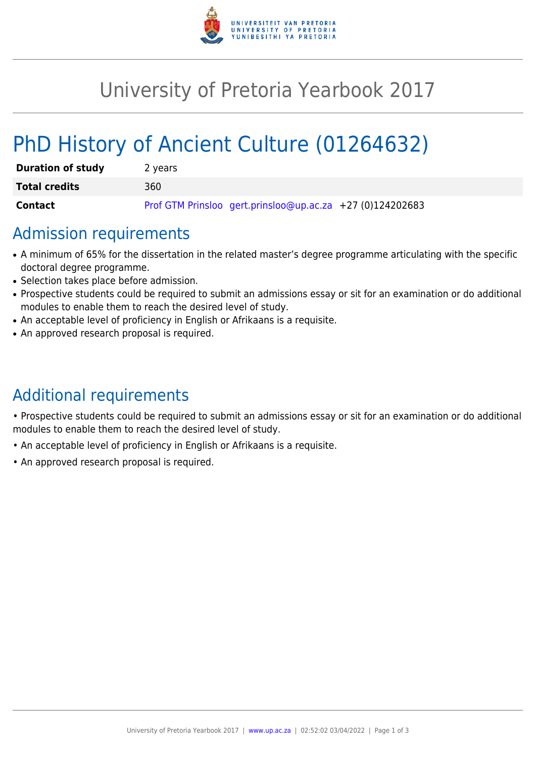# University of Pretoria Yearbook 2017

# PhD History of Ancient Culture (01264632)

| | |
|---|---|
| **Duration of study** | 2 years |
| **Total credits** | 360 |
| **Contact** | Prof GTM Prinsloo gert.prinsloo@up.ac.za +27 (0)124202683 |

## Admission requirements

- A minimum of 65% for the dissertation in the related master's degree programme articulating with the specific doctoral degree programme.
- Selection takes place before admission.
- Prospective students could be required to submit an admissions essay or sit for an examination or do additional modules to enable them to reach the desired level of study.
- An acceptable level of proficiency in English or Afrikaans is a requisite.
- An approved research proposal is required.

## Additional requirements

• Prospective students could be required to submit an admissions essay or sit for an examination or do additional modules to enable them to reach the desired level of study.

• An acceptable level of proficiency in English or Afrikaans is a requisite.

• An approved research proposal is required.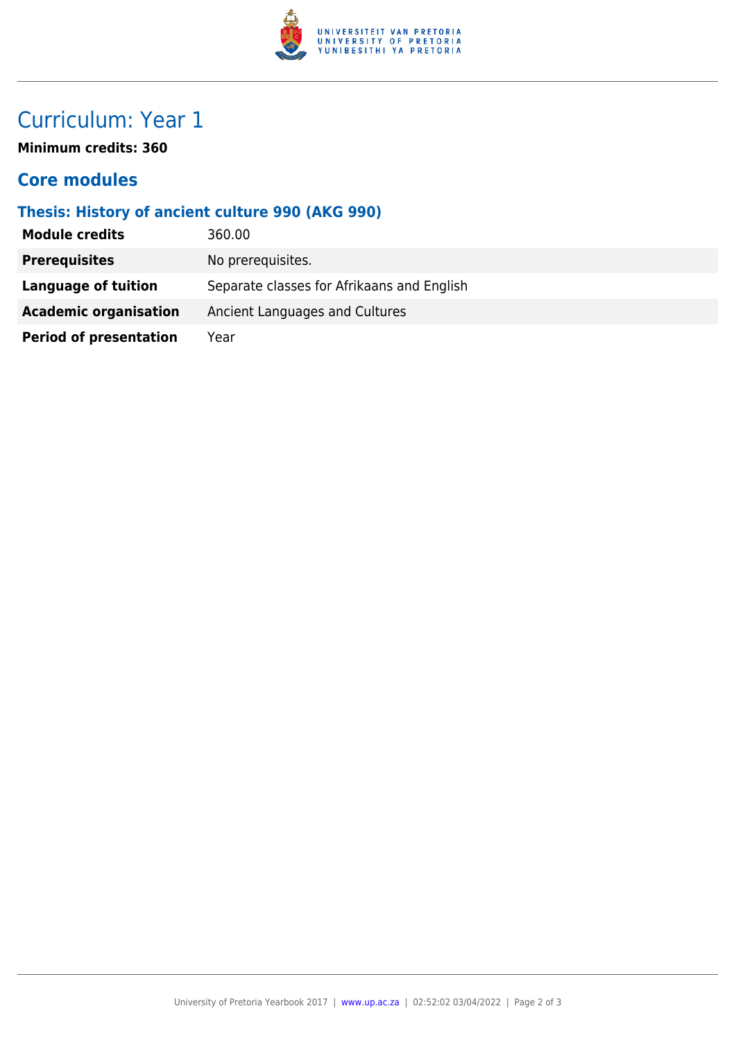# Curriculum: Year 1

**Minimum credits: 360**

## Core modules

### Thesis: History of ancient culture 990 (AKG 990)

| | |
|---|---|
| **Module credits** | 360.00 |
| **Prerequisites** | No prerequisites. |
| **Language of tuition** | Separate classes for Afrikaans and English |
| **Academic organisation** | Ancient Languages and Cultures |
| **Period of presentation** | Year |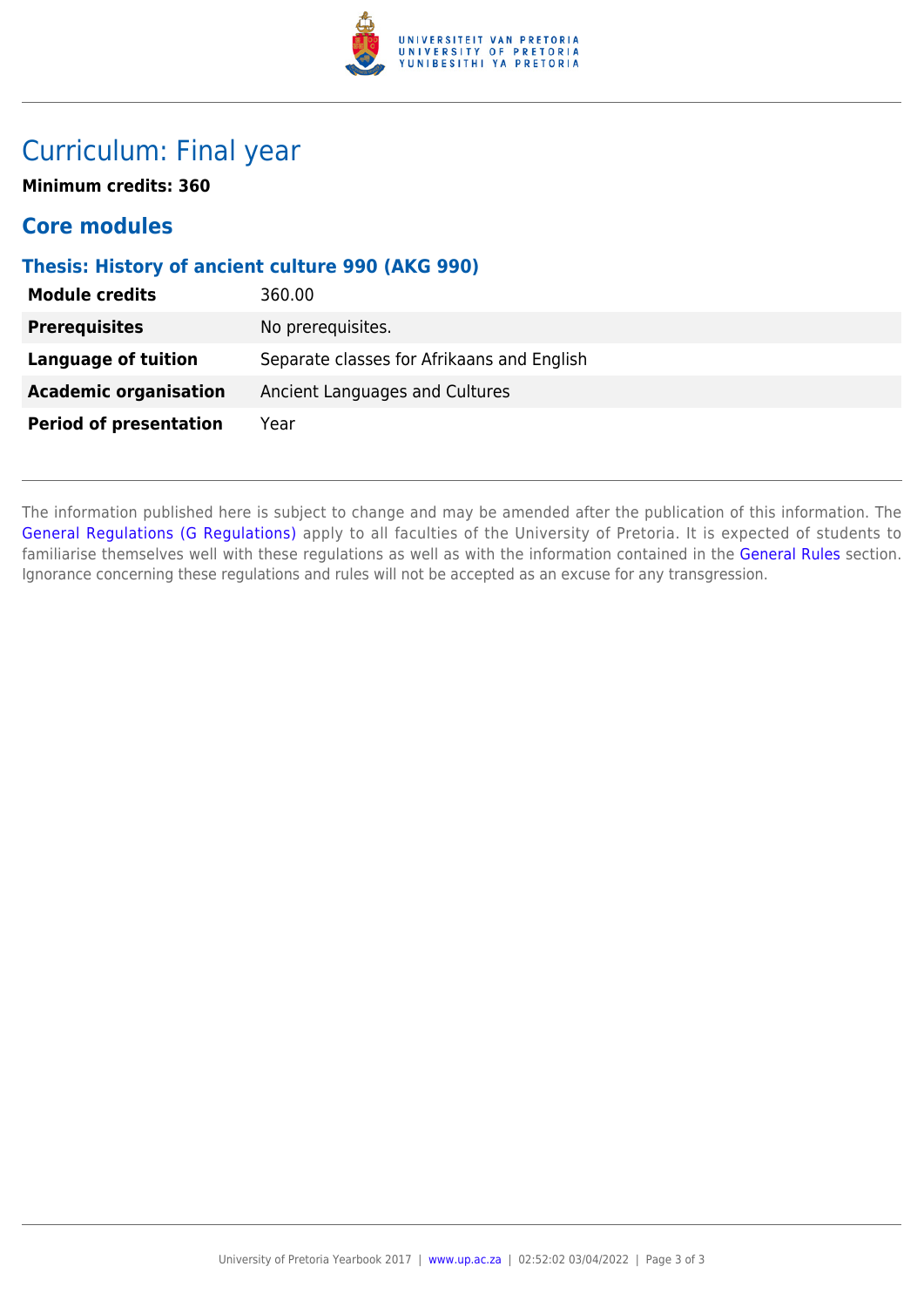# Curriculum: Final year

**Minimum credits: 360**

## Core modules

### Thesis: History of ancient culture 990 (AKG 990)

| | |
|---|---|
| **Module credits** | 360.00 |
| **Prerequisites** | No prerequisites. |
| **Language of tuition** | Separate classes for Afrikaans and English |
| **Academic organisation** | Ancient Languages and Cultures |
| **Period of presentation** | Year |

The information published here is subject to change and may be amended after the publication of this information. The General Regulations (G Regulations) apply to all faculties of the University of Pretoria. It is expected of students to familiarise themselves well with these regulations as well as with the information contained in the General Rules section. Ignorance concerning these regulations and rules will not be accepted as an excuse for any transgression.